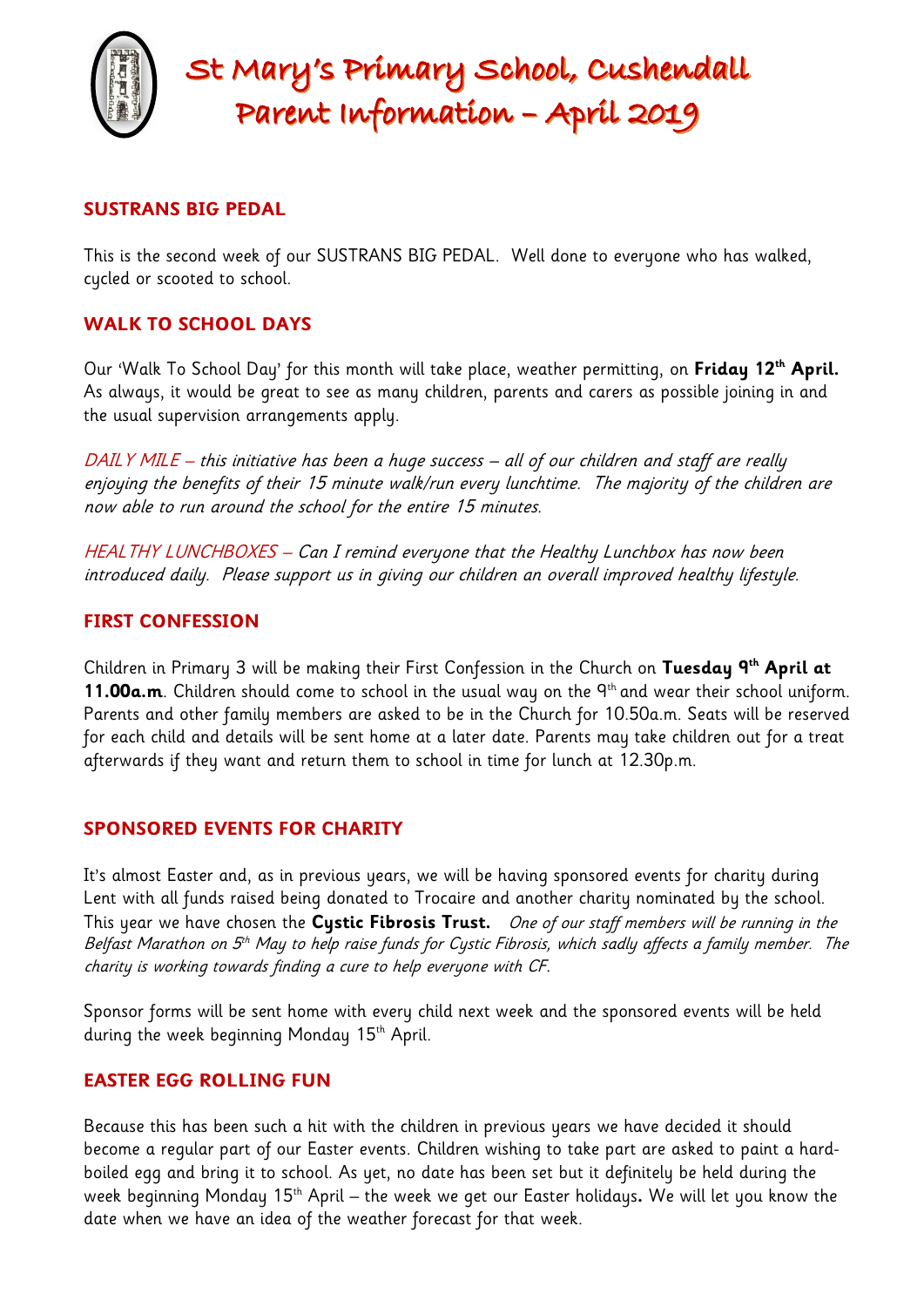# St Mary's Primary School, Cushendall
# Parent Information – April 2019

## SUSTRANS BIG PEDAL

This is the second week of our SUSTRANS BIG PEDAL. Well done to everyone who has walked, cycled or scooted to school.

## WALK TO SCHOOL DAYS

Our 'Walk To School Day' for this month will take place, weather permitting, on **Friday 12th April.** As always, it would be great to see as many children, parents and carers as possible joining in and the usual supervision arrangements apply.

*DAILY MILE – this initiative has been a huge success – all of our children and staff are really enjoying the benefits of their 15 minute walk/run every lunchtime. The majority of the children are now able to run around the school for the entire 15 minutes.*

*HEALTHY LUNCHBOXES – Can I remind everyone that the Healthy Lunchbox has now been introduced daily. Please support us in giving our children an overall improved healthy lifestyle.*

## FIRST CONFESSION

Children in Primary 3 will be making their First Confession in the Church on **Tuesday 9th April at 11.00a.m**. Children should come to school in the usual way on the 9th and wear their school uniform. Parents and other family members are asked to be in the Church for 10.50a.m. Seats will be reserved for each child and details will be sent home at a later date. Parents may take children out for a treat afterwards if they want and return them to school in time for lunch at 12.30p.m.

## SPONSORED EVENTS FOR CHARITY

It's almost Easter and, as in previous years, we will be having sponsored events for charity during Lent with all funds raised being donated to Trocaire and another charity nominated by the school. This year we have chosen the **Cystic Fibrosis Trust.** *One of our staff members will be running in the Belfast Marathon on 5th May to help raise funds for Cystic Fibrosis, which sadly affects a family member. The charity is working towards finding a cure to help everyone with CF.*

Sponsor forms will be sent home with every child next week and the sponsored events will be held during the week beginning Monday 15th April.

## EASTER EGG ROLLING FUN

Because this has been such a hit with the children in previous years we have decided it should become a regular part of our Easter events. Children wishing to take part are asked to paint a hard-boiled egg and bring it to school. As yet, no date has been set but it definitely be held during the week beginning Monday 15th April – the week we get our Easter holidays**.** We will let you know the date when we have an idea of the weather forecast for that week.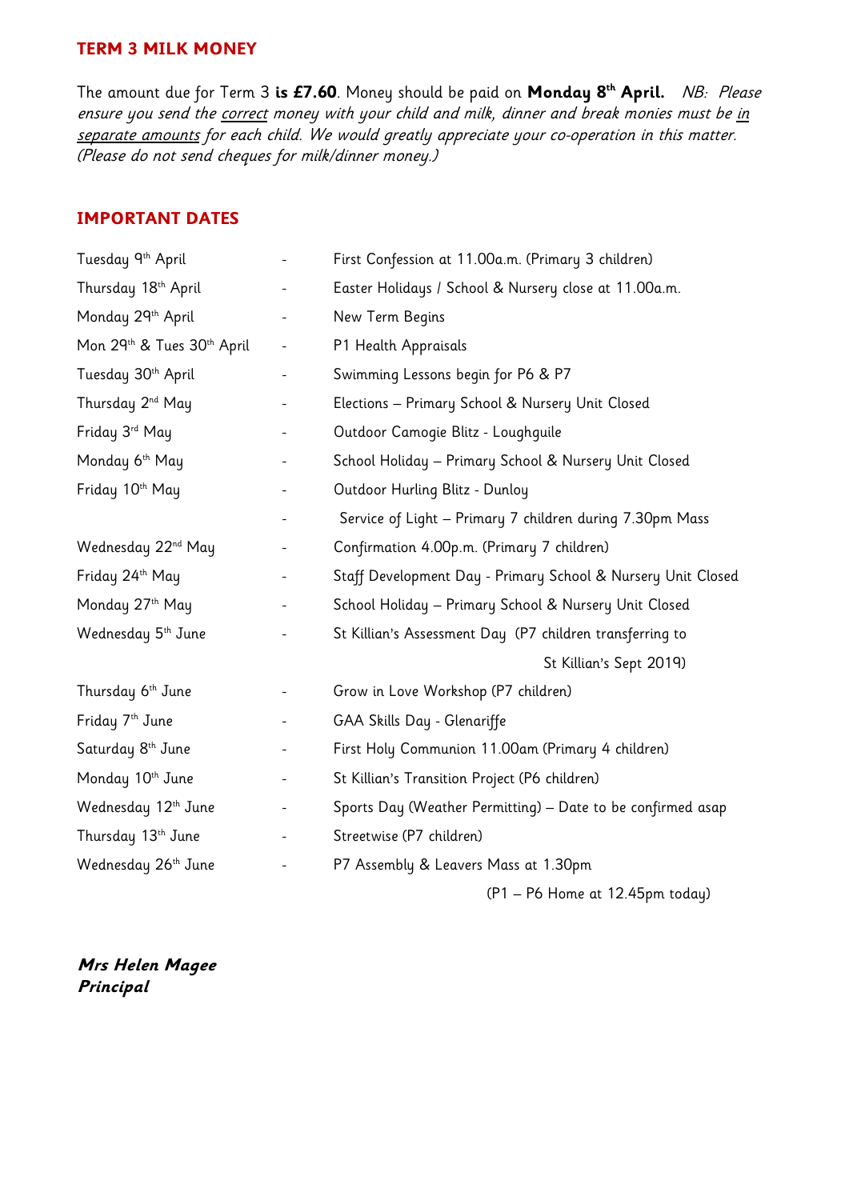## TERM 3 MILK MONEY

The amount due for Term 3 **is £7.60**. Money should be paid on **Monday 8th April.** *NB: Please ensure you send the correct money with your child and milk, dinner and break monies must be in separate amounts for each child. We would greatly appreciate your co-operation in this matter. (Please do not send cheques for milk/dinner money.)*

## IMPORTANT DATES

| | | |
|---|---|---|
| Tuesday 9th April | - | First Confession at 11.00a.m. (Primary 3 children) |
| Thursday 18th April | - | Easter Holidays / School & Nursery close at 11.00a.m. |
| Monday 29th April | - | New Term Begins |
| Mon 29th & Tues 30th April | - | P1 Health Appraisals |
| Tuesday 30th April | - | Swimming Lessons begin for P6 & P7 |
| Thursday 2nd May | - | Elections – Primary School & Nursery Unit Closed |
| Friday 3rd May | - | Outdoor Camogie Blitz - Loughguile |
| Monday 6th May | - | School Holiday – Primary School & Nursery Unit Closed |
| Friday 10th May | - | Outdoor Hurling Blitz - Dunloy |
| | - | Service of Light – Primary 7 children during 7.30pm Mass |
| Wednesday 22nd May | - | Confirmation 4.00p.m. (Primary 7 children) |
| Friday 24th May | - | Staff Development Day - Primary School & Nursery Unit Closed |
| Monday 27th May | - | School Holiday – Primary School & Nursery Unit Closed |
| Wednesday 5th June | - | St Killian's Assessment Day (P7 children transferring to St Killian's Sept 2019) |
| Thursday 6th June | - | Grow in Love Workshop (P7 children) |
| Friday 7th June | - | GAA Skills Day - Glenariffe |
| Saturday 8th June | - | First Holy Communion 11.00am (Primary 4 children) |
| Monday 10th June | - | St Killian's Transition Project (P6 children) |
| Wednesday 12th June | - | Sports Day (Weather Permitting) – Date to be confirmed asap |
| Thursday 13th June | - | Streetwise (P7 children) |
| Wednesday 26th June | - | P7 Assembly & Leavers Mass at 1.30pm (P1 – P6 Home at 12.45pm today) |

***Mrs Helen Magee***
***Principal***